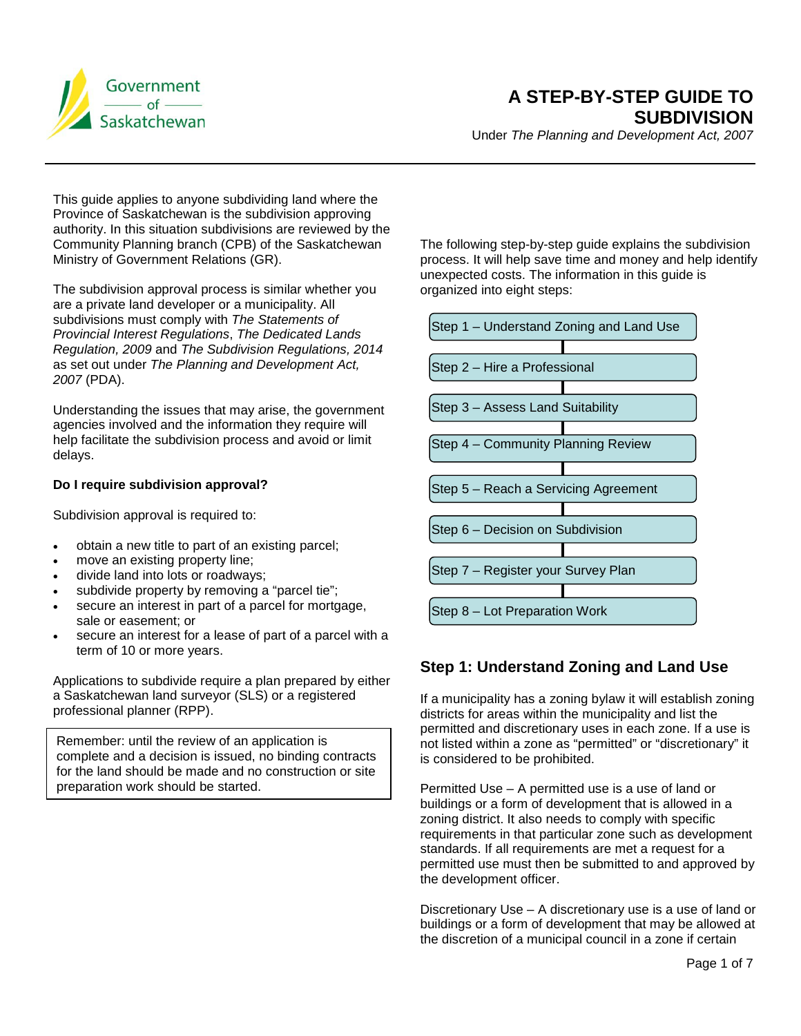# A STEP-BY-STEP GUIDE TO SUBDIVISION

Under *The Planning and Development Act, 2007*

This guide applies to anyone subdividing land where the Province of Saskatchewan is the subdivision approving authority. In this situation subdivisions are reviewed by the Community Planning branch (CPB) of the Saskatchewan Ministry of Government Relations (GR).

The subdivision approval process is similar whether you are a private land developer or a municipality. All subdivisions must comply with *The Statements of Provincial Interest Regulations*, *The Dedicated Lands Regulation, 2009* and *The Subdivision Regulations, 2014* as set out under *The Planning and Development Act, 2007* (PDA).

Understanding the issues that may arise, the government agencies involved and the information they require will help facilitate the subdivision process and avoid or limit delays.

**Do I require subdivision approval?**

Subdivision approval is required to:

- obtain a new title to part of an existing parcel;
- move an existing property line;
- divide land into lots or roadways;
- subdivide property by removing a "parcel tie";
- secure an interest in part of a parcel for mortgage, sale or easement; or
- secure an interest for a lease of part of a parcel with a term of 10 or more years.

Applications to subdivide require a plan prepared by either a Saskatchewan land surveyor (SLS) or a registered professional planner (RPP).

> Remember: until the review of an application is complete and a decision is issued, no binding contracts for the land should be made and no construction or site preparation work should be started.

The following step-by-step guide explains the subdivision process. It will help save time and money and help identify unexpected costs. The information in this guide is organized into eight steps:

- Step 1 – Understand Zoning and Land Use
- Step 2 – Hire a Professional
- Step 3 – Assess Land Suitability
- Step 4 – Community Planning Review
- Step 5 – Reach a Servicing Agreement
- Step 6 – Decision on Subdivision
- Step 7 – Register your Survey Plan
- Step 8 – Lot Preparation Work

## Step 1: Understand Zoning and Land Use

If a municipality has a zoning bylaw it will establish zoning districts for areas within the municipality and list the permitted and discretionary uses in each zone. If a use is not listed within a zone as "permitted" or "discretionary" it is considered to be prohibited.

Permitted Use – A permitted use is a use of land or buildings or a form of development that is allowed in a zoning district. It also needs to comply with specific requirements in that particular zone such as development standards. If all requirements are met a request for a permitted use must then be submitted to and approved by the development officer.

Discretionary Use – A discretionary use is a use of land or buildings or a form of development that may be allowed at the discretion of a municipal council in a zone if certain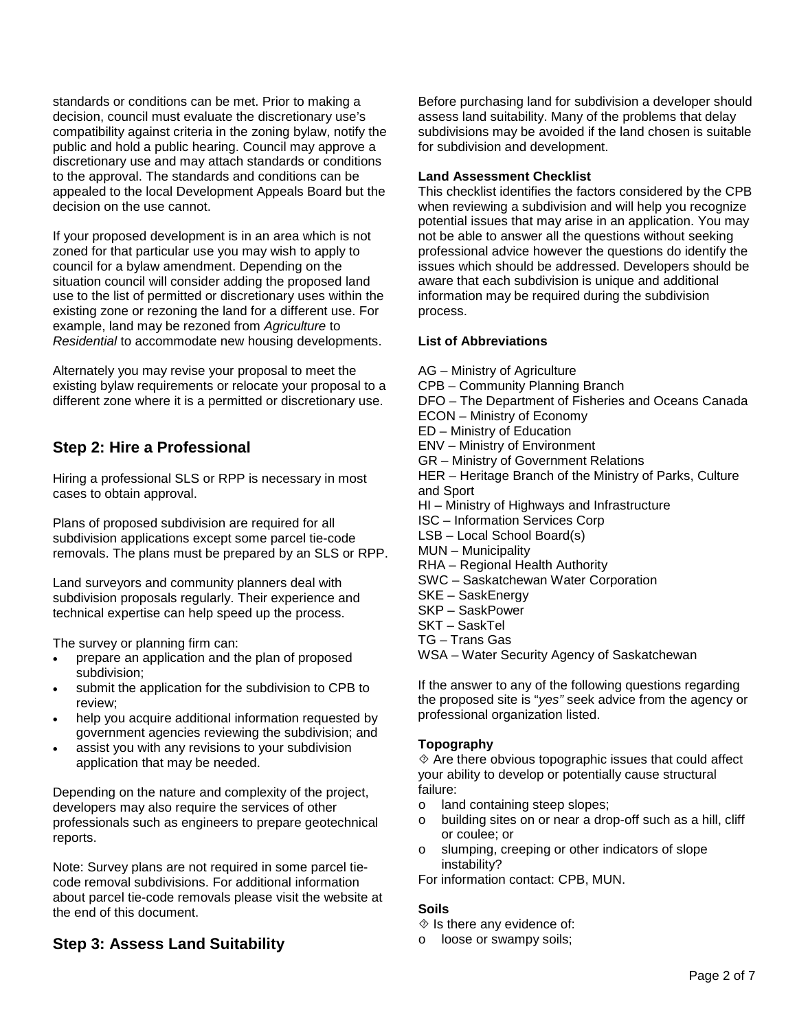standards or conditions can be met. Prior to making a decision, council must evaluate the discretionary use's compatibility against criteria in the zoning bylaw, notify the public and hold a public hearing. Council may approve a discretionary use and may attach standards or conditions to the approval. The standards and conditions can be appealed to the local Development Appeals Board but the decision on the use cannot.

If your proposed development is in an area which is not zoned for that particular use you may wish to apply to council for a bylaw amendment. Depending on the situation council will consider adding the proposed land use to the list of permitted or discretionary uses within the existing zone or rezoning the land for a different use. For example, land may be rezoned from *Agriculture* to *Residential* to accommodate new housing developments.

Alternately you may revise your proposal to meet the existing bylaw requirements or relocate your proposal to a different zone where it is a permitted or discretionary use.

## Step 2: Hire a Professional

Hiring a professional SLS or RPP is necessary in most cases to obtain approval.

Plans of proposed subdivision are required for all subdivision applications except some parcel tie-code removals. The plans must be prepared by an SLS or RPP.

Land surveyors and community planners deal with subdivision proposals regularly. Their experience and technical expertise can help speed up the process.

The survey or planning firm can:

- prepare an application and the plan of proposed subdivision;
- submit the application for the subdivision to CPB to review;
- help you acquire additional information requested by government agencies reviewing the subdivision; and
- assist you with any revisions to your subdivision application that may be needed.

Depending on the nature and complexity of the project, developers may also require the services of other professionals such as engineers to prepare geotechnical reports.

Note: Survey plans are not required in some parcel tie-code removal subdivisions. For additional information about parcel tie-code removals please visit the website at the end of this document.

## Step 3: Assess Land Suitability

Before purchasing land for subdivision a developer should assess land suitability. Many of the problems that delay subdivisions may be avoided if the land chosen is suitable for subdivision and development.

**Land Assessment Checklist**

This checklist identifies the factors considered by the CPB when reviewing a subdivision and will help you recognize potential issues that may arise in an application. You may not be able to answer all the questions without seeking professional advice however the questions do identify the issues which should be addressed. Developers should be aware that each subdivision is unique and additional information may be required during the subdivision process.

**List of Abbreviations**

AG – Ministry of Agriculture
CPB – Community Planning Branch
DFO – The Department of Fisheries and Oceans Canada
ECON – Ministry of Economy
ED – Ministry of Education
ENV – Ministry of Environment
GR – Ministry of Government Relations
HER – Heritage Branch of the Ministry of Parks, Culture and Sport
HI – Ministry of Highways and Infrastructure
ISC – Information Services Corp
LSB – Local School Board(s)
MUN – Municipality
RHA – Regional Health Authority
SWC – Saskatchewan Water Corporation
SKE – SaskEnergy
SKP – SaskPower
SKT – SaskTel
TG – Trans Gas
WSA – Water Security Agency of Saskatchewan

If the answer to any of the following questions regarding the proposed site is "*yes"* seek advice from the agency or professional organization listed.

**Topography**

⟐ Are there obvious topographic issues that could affect your ability to develop or potentially cause structural failure:

- land containing steep slopes;
- building sites on or near a drop-off such as a hill, cliff or coulee; or
- slumping, creeping or other indicators of slope instability?

For information contact: CPB, MUN.

**Soils**

⟐ Is there any evidence of:

- loose or swampy soils;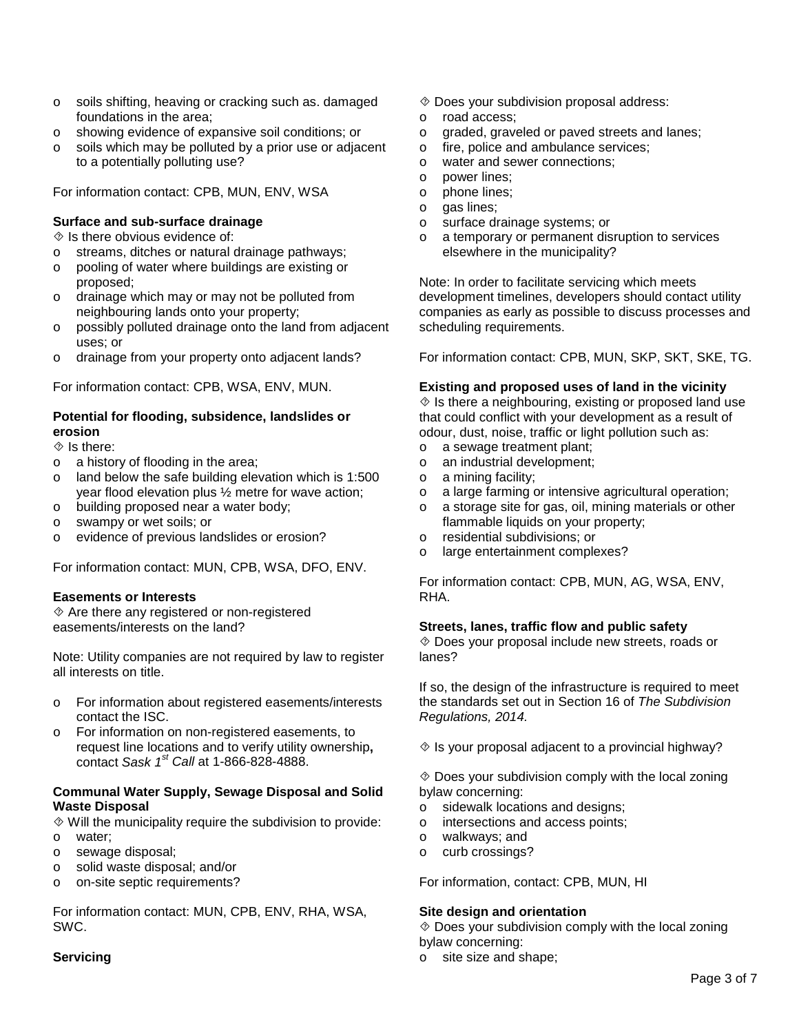- o soils shifting, heaving or cracking such as. damaged foundations in the area;
- o showing evidence of expansive soil conditions; or
- o soils which may be polluted by a prior use or adjacent to a potentially polluting use?

For information contact: CPB, MUN, ENV, WSA

**Surface and sub-surface drainage**

◈ Is there obvious evidence of:

- o streams, ditches or natural drainage pathways;
- o pooling of water where buildings are existing or proposed;
- o drainage which may or may not be polluted from neighbouring lands onto your property;
- o possibly polluted drainage onto the land from adjacent uses; or
- o drainage from your property onto adjacent lands?

For information contact: CPB, WSA, ENV, MUN.

**Potential for flooding, subsidence, landslides or erosion**

◈ Is there:

- o a history of flooding in the area;
- o land below the safe building elevation which is 1:500 year flood elevation plus ½ metre for wave action;
- o building proposed near a water body;
- o swampy or wet soils; or
- o evidence of previous landslides or erosion?

For information contact: MUN, CPB, WSA, DFO, ENV.

**Easements or Interests**

◈ Are there any registered or non-registered easements/interests on the land?

Note: Utility companies are not required by law to register all interests on title.

- o For information about registered easements/interests contact the ISC.
- o For information on non-registered easements, to request line locations and to verify utility ownership**,** contact *Sask 1st Call* at 1-866-828-4888.

**Communal Water Supply, Sewage Disposal and Solid Waste Disposal**

◈ Will the municipality require the subdivision to provide:

- o water;
- o sewage disposal;
- o solid waste disposal; and/or
- o on-site septic requirements?

For information contact: MUN, CPB, ENV, RHA, WSA, SWC.

**Servicing**

◈ Does your subdivision proposal address:

- o road access;
- o graded, graveled or paved streets and lanes;
- o fire, police and ambulance services;
- o water and sewer connections;
- o power lines;
- o phone lines;
- o gas lines;
- o surface drainage systems; or
- o a temporary or permanent disruption to services elsewhere in the municipality?

Note: In order to facilitate servicing which meets development timelines, developers should contact utility companies as early as possible to discuss processes and scheduling requirements.

For information contact: CPB, MUN, SKP, SKT, SKE, TG.

**Existing and proposed uses of land in the vicinity**

◈ Is there a neighbouring, existing or proposed land use that could conflict with your development as a result of odour, dust, noise, traffic or light pollution such as:

- o a sewage treatment plant;
- o an industrial development;
- o a mining facility;
- o a large farming or intensive agricultural operation;
- o a storage site for gas, oil, mining materials or other flammable liquids on your property;
- o residential subdivisions; or
- o large entertainment complexes?

For information contact: CPB, MUN, AG, WSA, ENV, RHA.

**Streets, lanes, traffic flow and public safety**

◈ Does your proposal include new streets, roads or lanes?

If so, the design of the infrastructure is required to meet the standards set out in Section 16 of *The Subdivision Regulations, 2014.*

◈ Is your proposal adjacent to a provincial highway?

◈ Does your subdivision comply with the local zoning bylaw concerning:

- o sidewalk locations and designs;
- o intersections and access points;
- o walkways; and
- o curb crossings?

For information, contact: CPB, MUN, HI

**Site design and orientation**

◈ Does your subdivision comply with the local zoning bylaw concerning:

- o site size and shape;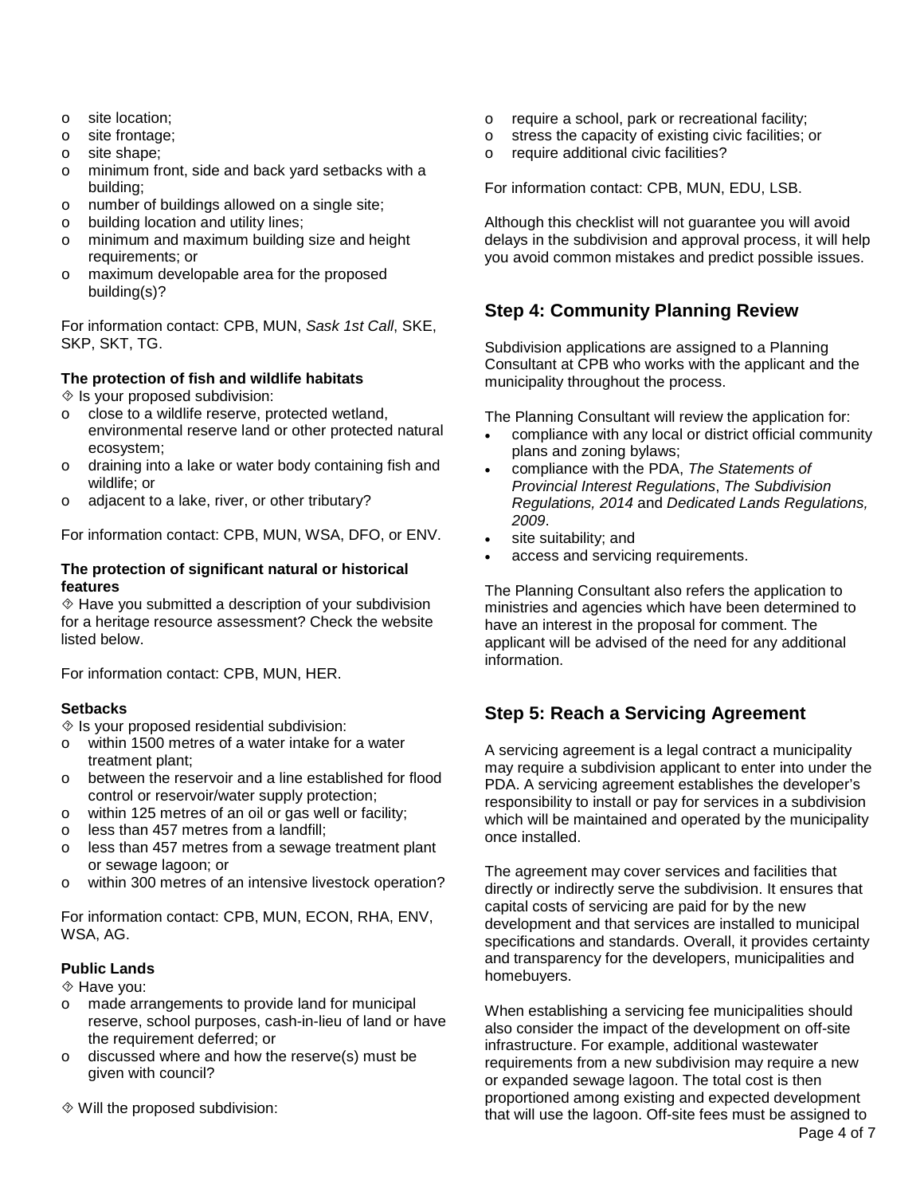- site location;
- site frontage;
- site shape;
- minimum front, side and back yard setbacks with a building;
- number of buildings allowed on a single site;
- building location and utility lines;
- minimum and maximum building size and height requirements; or
- maximum developable area for the proposed building(s)?

For information contact: CPB, MUN, *Sask 1st Call*, SKE, SKP, SKT, TG.

**The protection of fish and wildlife habitats**

◈ Is your proposed subdivision:

- close to a wildlife reserve, protected wetland, environmental reserve land or other protected natural ecosystem;
- draining into a lake or water body containing fish and wildlife; or
- adjacent to a lake, river, or other tributary?

For information contact: CPB, MUN, WSA, DFO, or ENV.

**The protection of significant natural or historical features**

◈ Have you submitted a description of your subdivision for a heritage resource assessment? Check the website listed below.

For information contact: CPB, MUN, HER.

**Setbacks**

◈ Is your proposed residential subdivision:

- within 1500 metres of a water intake for a water treatment plant;
- between the reservoir and a line established for flood control or reservoir/water supply protection;
- within 125 metres of an oil or gas well or facility;
- less than 457 metres from a landfill;
- less than 457 metres from a sewage treatment plant or sewage lagoon; or
- within 300 metres of an intensive livestock operation?

For information contact: CPB, MUN, ECON, RHA, ENV, WSA, AG.

**Public Lands**

◈ Have you:

- made arrangements to provide land for municipal reserve, school purposes, cash-in-lieu of land or have the requirement deferred; or
- discussed where and how the reserve(s) must be given with council?

◈ Will the proposed subdivision:

- require a school, park or recreational facility;
- stress the capacity of existing civic facilities; or
- require additional civic facilities?

For information contact: CPB, MUN, EDU, LSB.

Although this checklist will not guarantee you will avoid delays in the subdivision and approval process, it will help you avoid common mistakes and predict possible issues.

## Step 4: Community Planning Review

Subdivision applications are assigned to a Planning Consultant at CPB who works with the applicant and the municipality throughout the process.

The Planning Consultant will review the application for:

- compliance with any local or district official community plans and zoning bylaws;
- compliance with the PDA, *The Statements of Provincial Interest Regulations*, *The Subdivision Regulations, 2014* and *Dedicated Lands Regulations, 2009*.
- site suitability; and
- access and servicing requirements.

The Planning Consultant also refers the application to ministries and agencies which have been determined to have an interest in the proposal for comment. The applicant will be advised of the need for any additional information.

## Step 5: Reach a Servicing Agreement

A servicing agreement is a legal contract a municipality may require a subdivision applicant to enter into under the PDA. A servicing agreement establishes the developer's responsibility to install or pay for services in a subdivision which will be maintained and operated by the municipality once installed.

The agreement may cover services and facilities that directly or indirectly serve the subdivision. It ensures that capital costs of servicing are paid for by the new development and that services are installed to municipal specifications and standards. Overall, it provides certainty and transparency for the developers, municipalities and homebuyers.

When establishing a servicing fee municipalities should also consider the impact of the development on off-site infrastructure. For example, additional wastewater requirements from a new subdivision may require a new or expanded sewage lagoon. The total cost is then proportioned among existing and expected development that will use the lagoon. Off-site fees must be assigned to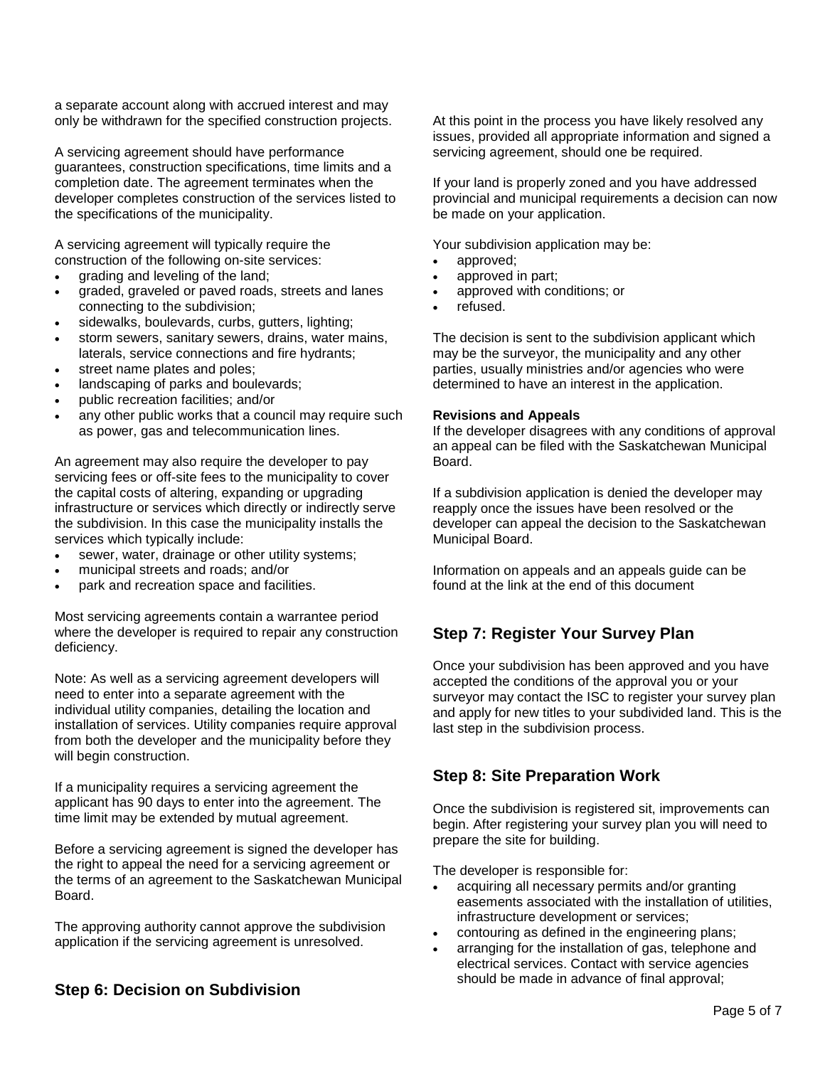a separate account along with accrued interest and may only be withdrawn for the specified construction projects.

A servicing agreement should have performance guarantees, construction specifications, time limits and a completion date. The agreement terminates when the developer completes construction of the services listed to the specifications of the municipality.

A servicing agreement will typically require the construction of the following on-site services:

- grading and leveling of the land;
- graded, graveled or paved roads, streets and lanes connecting to the subdivision;
- sidewalks, boulevards, curbs, gutters, lighting;
- storm sewers, sanitary sewers, drains, water mains, laterals, service connections and fire hydrants;
- street name plates and poles;
- landscaping of parks and boulevards;
- public recreation facilities; and/or
- any other public works that a council may require such as power, gas and telecommunication lines.

An agreement may also require the developer to pay servicing fees or off-site fees to the municipality to cover the capital costs of altering, expanding or upgrading infrastructure or services which directly or indirectly serve the subdivision. In this case the municipality installs the services which typically include:

- sewer, water, drainage or other utility systems;
- municipal streets and roads; and/or
- park and recreation space and facilities.

Most servicing agreements contain a warrantee period where the developer is required to repair any construction deficiency.

Note: As well as a servicing agreement developers will need to enter into a separate agreement with the individual utility companies, detailing the location and installation of services. Utility companies require approval from both the developer and the municipality before they will begin construction.

If a municipality requires a servicing agreement the applicant has 90 days to enter into the agreement. The time limit may be extended by mutual agreement.

Before a servicing agreement is signed the developer has the right to appeal the need for a servicing agreement or the terms of an agreement to the Saskatchewan Municipal Board.

The approving authority cannot approve the subdivision application if the servicing agreement is unresolved.

## Step 6: Decision on Subdivision

At this point in the process you have likely resolved any issues, provided all appropriate information and signed a servicing agreement, should one be required.

If your land is properly zoned and you have addressed provincial and municipal requirements a decision can now be made on your application.

Your subdivision application may be:

- approved;
- approved in part;
- approved with conditions; or
- refused.

The decision is sent to the subdivision applicant which may be the surveyor, the municipality and any other parties, usually ministries and/or agencies who were determined to have an interest in the application.

**Revisions and Appeals**

If the developer disagrees with any conditions of approval an appeal can be filed with the Saskatchewan Municipal Board.

If a subdivision application is denied the developer may reapply once the issues have been resolved or the developer can appeal the decision to the Saskatchewan Municipal Board.

Information on appeals and an appeals guide can be found at the link at the end of this document

## Step 7: Register Your Survey Plan

Once your subdivision has been approved and you have accepted the conditions of the approval you or your surveyor may contact the ISC to register your survey plan and apply for new titles to your subdivided land. This is the last step in the subdivision process.

## Step 8: Site Preparation Work

Once the subdivision is registered sit, improvements can begin. After registering your survey plan you will need to prepare the site for building.

The developer is responsible for:

- acquiring all necessary permits and/or granting easements associated with the installation of utilities, infrastructure development or services;
- contouring as defined in the engineering plans;
- arranging for the installation of gas, telephone and electrical services. Contact with service agencies should be made in advance of final approval;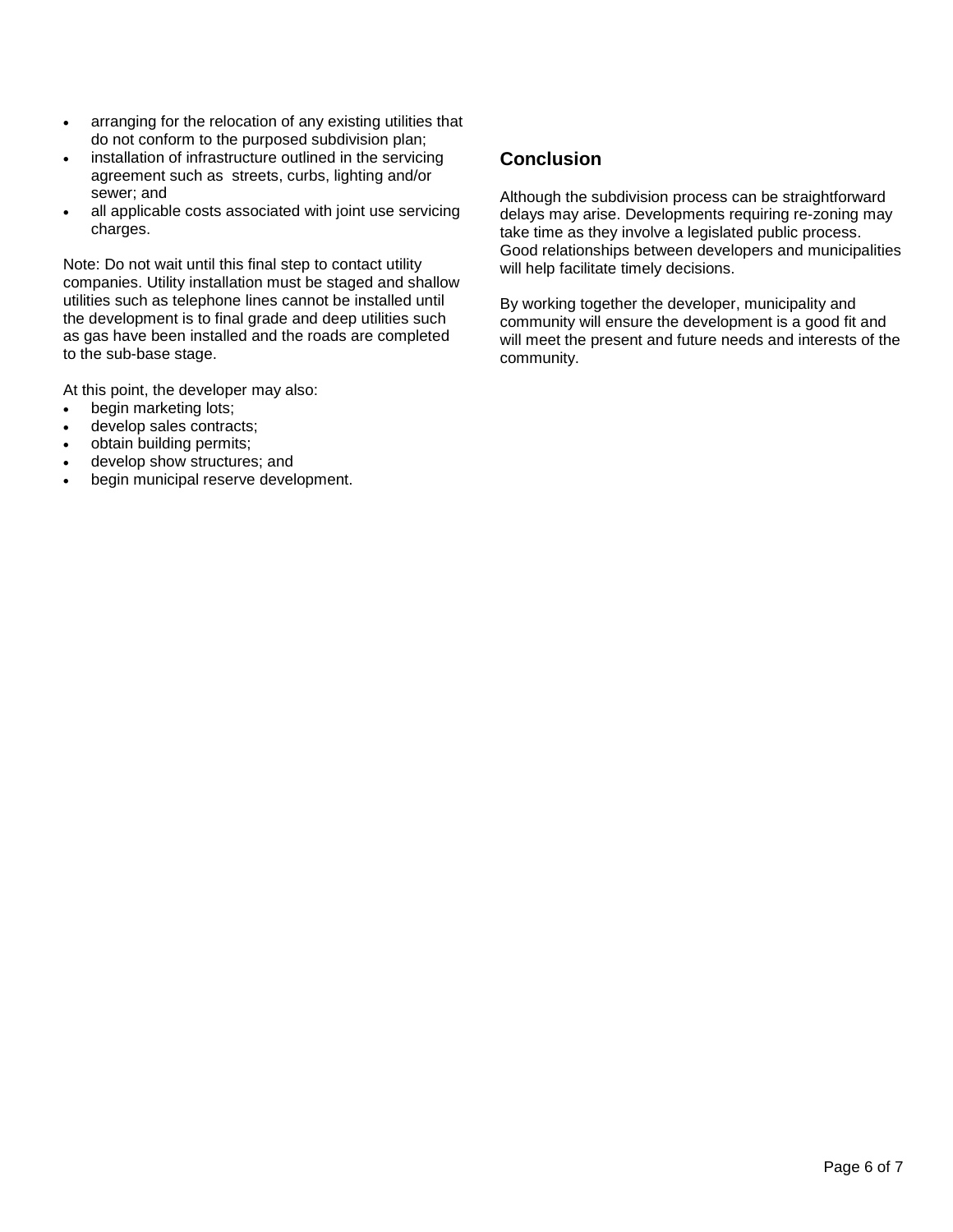- arranging for the relocation of any existing utilities that do not conform to the purposed subdivision plan;
- installation of infrastructure outlined in the servicing agreement such as streets, curbs, lighting and/or sewer; and
- all applicable costs associated with joint use servicing charges.

Note: Do not wait until this final step to contact utility companies. Utility installation must be staged and shallow utilities such as telephone lines cannot be installed until the development is to final grade and deep utilities such as gas have been installed and the roads are completed to the sub-base stage.

At this point, the developer may also:

- begin marketing lots;
- develop sales contracts;
- obtain building permits;
- develop show structures; and
- begin municipal reserve development.

## Conclusion

Although the subdivision process can be straightforward delays may arise. Developments requiring re-zoning may take time as they involve a legislated public process. Good relationships between developers and municipalities will help facilitate timely decisions.

By working together the developer, municipality and community will ensure the development is a good fit and will meet the present and future needs and interests of the community.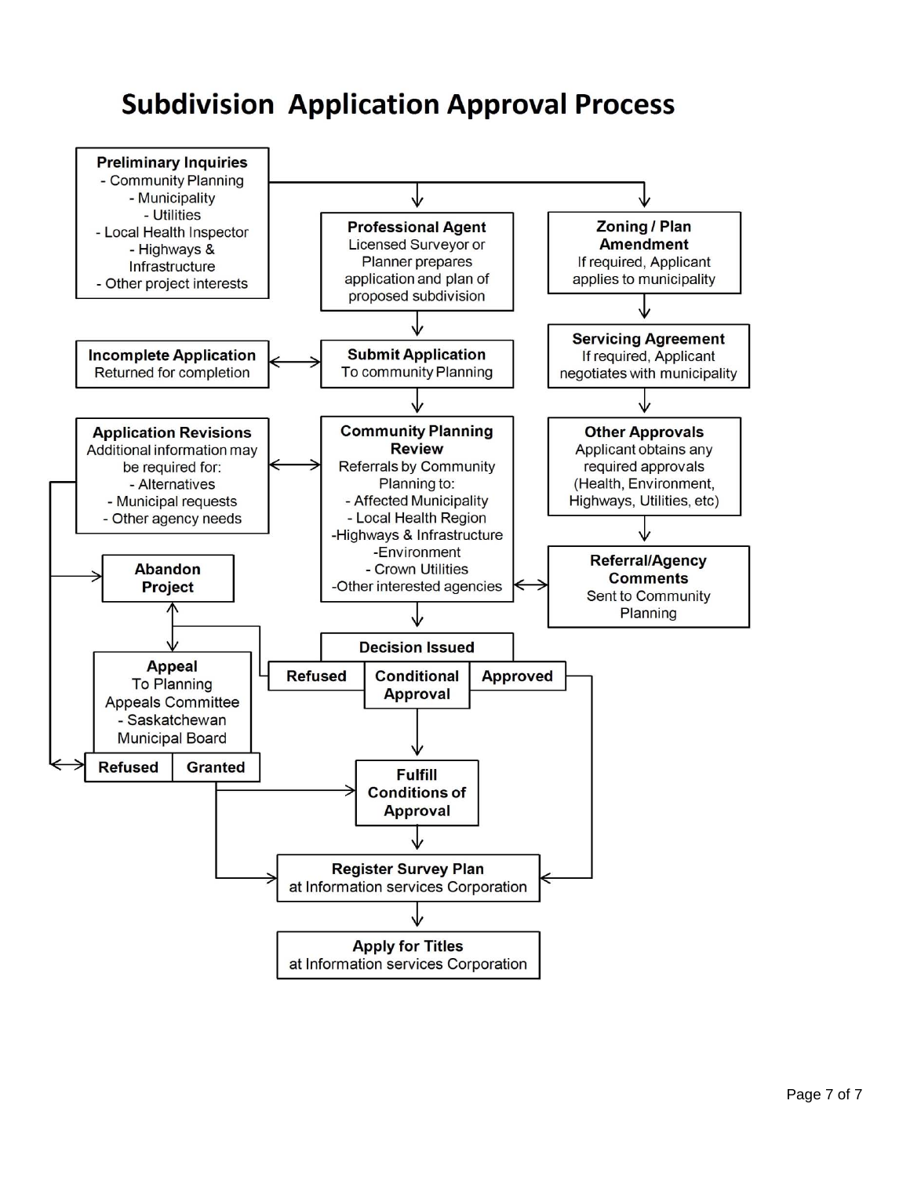# Subdivision Application Approval Process

**Preliminary Inquiries**
- Community Planning
- Municipality
- Utilities
- Local Health Inspector
- Highways & Infrastructure
- Other project interests

**Professional Agent**
Licensed Surveyor or Planner prepares application and plan of proposed subdivision

**Zoning / Plan Amendment**
If required, Applicant applies to municipality

**Incomplete Application**
Returned for completion

**Submit Application**
To community Planning

**Servicing Agreement**
If required, Applicant negotiates with municipality

**Application Revisions**
Additional information may be required for:
- Alternatives
- Municipal requests
- Other agency needs

**Community Planning Review**
Referrals by Community Planning to:
- Affected Municipality
- Local Health Region
- Highways & Infrastructure
- Environment
- Crown Utilities
- Other interested agencies

**Other Approvals**
Applicant obtains any required approvals (Health, Environment, Highways, Utilities, etc)

**Abandon Project**

**Referral/Agency Comments**
Sent to Community Planning

**Decision Issued**
- Refused
- Conditional Approval
- Approved

**Appeal**
To Planning Appeals Committee - Saskatchewan Municipal Board
- Refused
- Granted

**Fulfill Conditions of Approval**

**Register Survey Plan**
at Information services Corporation

**Apply for Titles**
at Information services Corporation